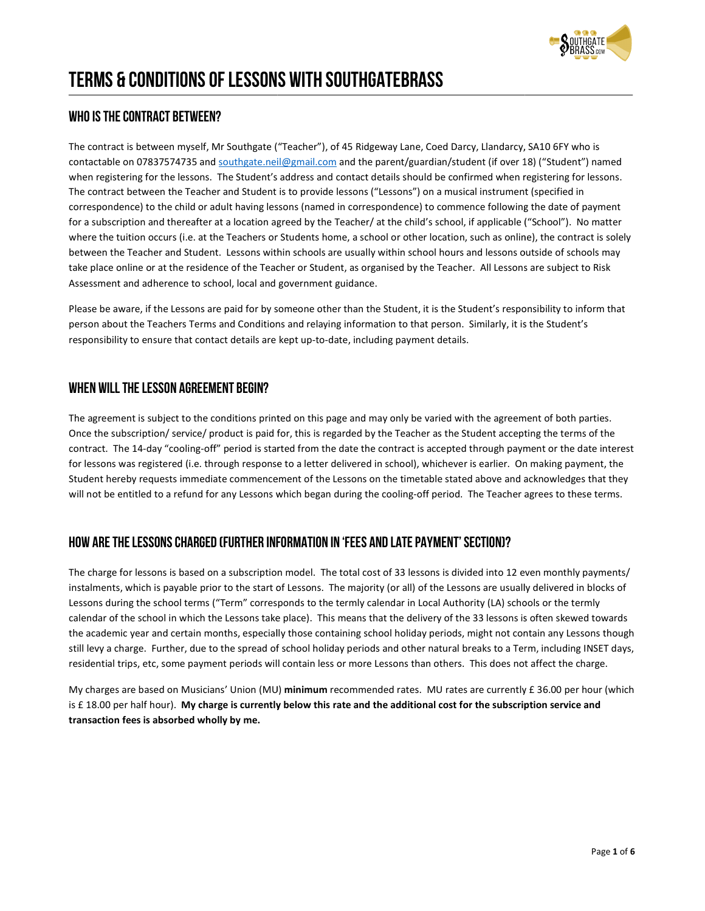# Terms & Conditions of Lessons with SouthgateBrass

## Who is the contract between?

The contract is between myself, Mr Southgate ("Teacher"), of 45 Ridgeway Lane, Coed Darcy, Llandarcy, SA10 6FY who is contactable on 07837574735 and southgate.neil@gmail.com and the parent/guardian/student (if over 18) ("Student") named when registering for the lessons. The Student's address and contact details should be confirmed when registering for lessons. The contract between the Teacher and Student is to provide lessons ("Lessons") on a musical instrument (specified in correspondence) to the child or adult having lessons (named in correspondence) to commence following the date of payment for a subscription and thereafter at a location agreed by the Teacher/ at the child's school, if applicable ("School"). No matter where the tuition occurs (i.e. at the Teachers or Students home, a school or other location, such as online), the contract is solely between the Teacher and Student. Lessons within schools are usually within school hours and lessons outside of schools may take place online or at the residence of the Teacher or Student, as organised by the Teacher. All Lessons are subject to Risk Assessment and adherence to school, local and government guidance.

Please be aware, if the Lessons are paid for by someone other than the Student, it is the Student's responsibility to inform that person about the Teachers Terms and Conditions and relaying information to that person. Similarly, it is the Student's responsibility to ensure that contact details are kept up-to-date, including payment details.

## When will the lesson agreement begin?

The agreement is subject to the conditions printed on this page and may only be varied with the agreement of both parties. Once the subscription/ service/ product is paid for, this is regarded by the Teacher as the Student accepting the terms of the contract. The 14-day "cooling-off" period is started from the date the contract is accepted through payment or the date interest for lessons was registered (i.e. through response to a letter delivered in school), whichever is earlier. On making payment, the Student hereby requests immediate commencement of the Lessons on the timetable stated above and acknowledges that they will not be entitled to a refund for any Lessons which began during the cooling-off period. The Teacher agrees to these terms.

## How are the lessons charged (further information in 'Fees and Late Payment' section)?

The charge for lessons is based on a subscription model. The total cost of 33 lessons is divided into 12 even monthly payments/ instalments, which is payable prior to the start of Lessons. The majority (or all) of the Lessons are usually delivered in blocks of Lessons during the school terms ("Term" corresponds to the termly calendar in Local Authority (LA) schools or the termly calendar of the school in which the Lessons take place). This means that the delivery of the 33 lessons is often skewed towards the academic year and certain months, especially those containing school holiday periods, might not contain any Lessons though still levy a charge. Further, due to the spread of school holiday periods and other natural breaks to a Term, including INSET days, residential trips, etc, some payment periods will contain less or more Lessons than others. This does not affect the charge.

My charges are based on Musicians' Union (MU) **minimum** recommended rates. MU rates are currently £ 36.00 per hour (which is £ 18.00 per half hour). **My charge is currently below this rate and the additional cost for the subscription service and transaction fees is absorbed wholly by me.**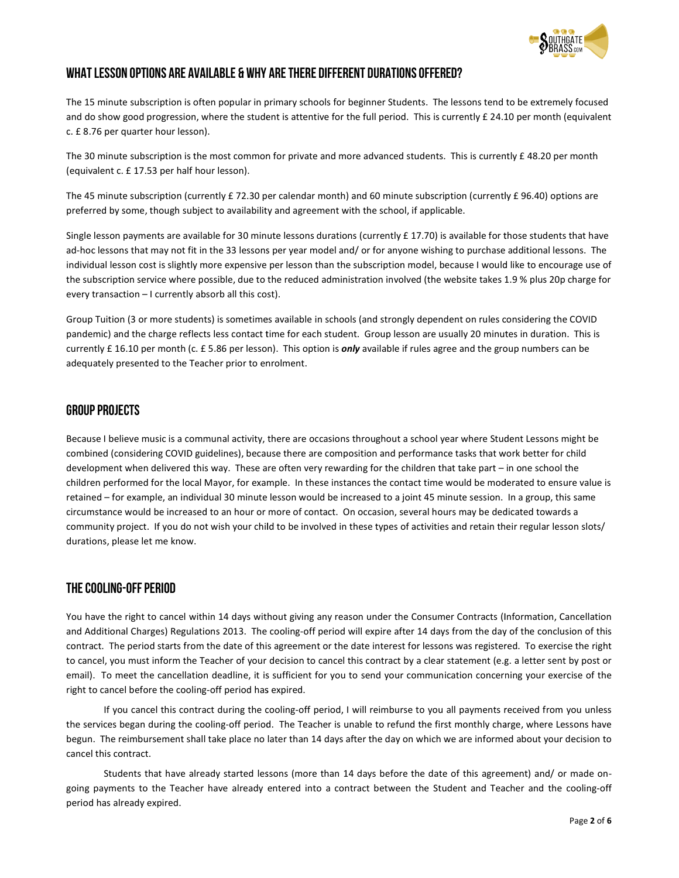## WHAT LESSON OPTIONS ARE AVAILABLE & WHY ARE THERE DIFFERENT DURATIONS OFFERED?

The 15 minute subscription is often popular in primary schools for beginner Students. The lessons tend to be extremely focused and do show good progression, where the student is attentive for the full period. This is currently £ 24.10 per month (equivalent c. £ 8.76 per quarter hour lesson).

The 30 minute subscription is the most common for private and more advanced students. This is currently £ 48.20 per month (equivalent c. £ 17.53 per half hour lesson).

The 45 minute subscription (currently £ 72.30 per calendar month) and 60 minute subscription (currently £ 96.40) options are preferred by some, though subject to availability and agreement with the school, if applicable.

Single lesson payments are available for 30 minute lessons durations (currently £ 17.70) is available for those students that have ad-hoc lessons that may not fit in the 33 lessons per year model and/ or for anyone wishing to purchase additional lessons. The individual lesson cost is slightly more expensive per lesson than the subscription model, because I would like to encourage use of the subscription service where possible, due to the reduced administration involved (the website takes 1.9 % plus 20p charge for every transaction – I currently absorb all this cost).

Group Tuition (3 or more students) is sometimes available in schools (and strongly dependent on rules considering the COVID pandemic) and the charge reflects less contact time for each student. Group lesson are usually 20 minutes in duration. This is currently £ 16.10 per month (c. £ 5.86 per lesson). This option is ***only*** available if rules agree and the group numbers can be adequately presented to the Teacher prior to enrolment.

## GROUP PROJECTS

Because I believe music is a communal activity, there are occasions throughout a school year where Student Lessons might be combined (considering COVID guidelines), because there are composition and performance tasks that work better for child development when delivered this way. These are often very rewarding for the children that take part – in one school the children performed for the local Mayor, for example. In these instances the contact time would be moderated to ensure value is retained – for example, an individual 30 minute lesson would be increased to a joint 45 minute session. In a group, this same circumstance would be increased to an hour or more of contact. On occasion, several hours may be dedicated towards a community project. If you do not wish your child to be involved in these types of activities and retain their regular lesson slots/ durations, please let me know.

## THE COOLING-OFF PERIOD

You have the right to cancel within 14 days without giving any reason under the Consumer Contracts (Information, Cancellation and Additional Charges) Regulations 2013. The cooling-off period will expire after 14 days from the day of the conclusion of this contract. The period starts from the date of this agreement or the date interest for lessons was registered. To exercise the right to cancel, you must inform the Teacher of your decision to cancel this contract by a clear statement (e.g. a letter sent by post or email). To meet the cancellation deadline, it is sufficient for you to send your communication concerning your exercise of the right to cancel before the cooling-off period has expired.

If you cancel this contract during the cooling-off period, I will reimburse to you all payments received from you unless the services began during the cooling-off period. The Teacher is unable to refund the first monthly charge, where Lessons have begun. The reimbursement shall take place no later than 14 days after the day on which we are informed about your decision to cancel this contract.

Students that have already started lessons (more than 14 days before the date of this agreement) and/ or made on-going payments to the Teacher have already entered into a contract between the Student and Teacher and the cooling-off period has already expired.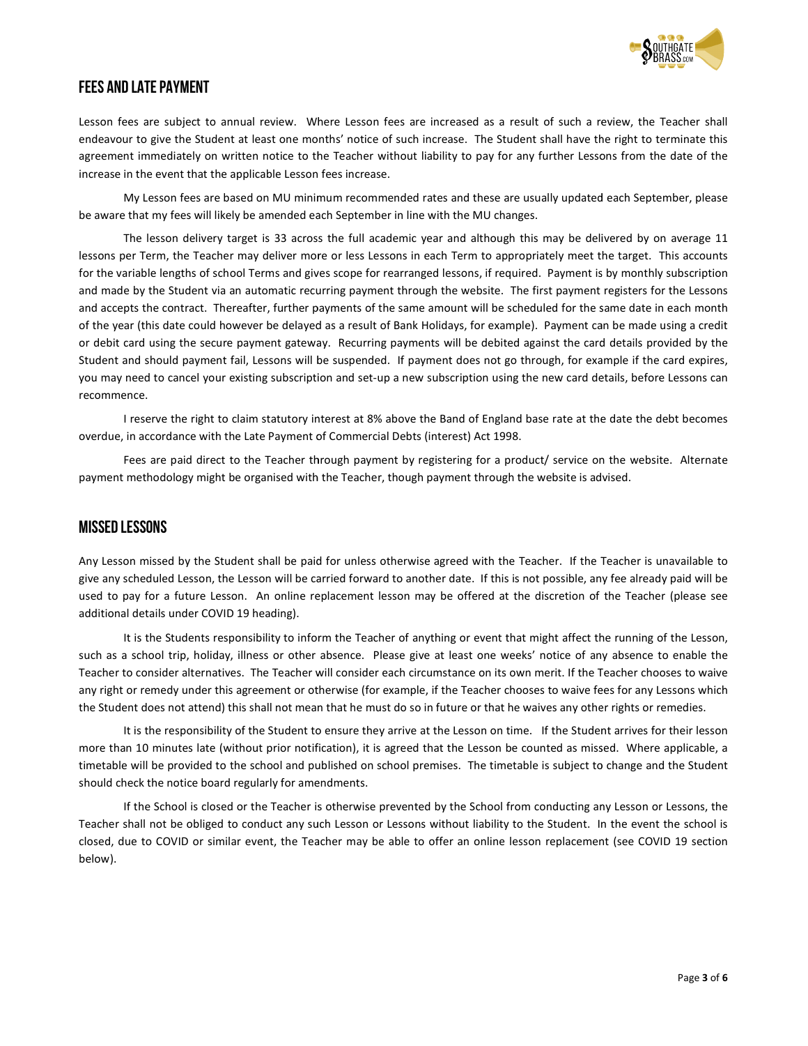## FEES AND LATE PAYMENT

Lesson fees are subject to annual review. Where Lesson fees are increased as a result of such a review, the Teacher shall endeavour to give the Student at least one months' notice of such increase. The Student shall have the right to terminate this agreement immediately on written notice to the Teacher without liability to pay for any further Lessons from the date of the increase in the event that the applicable Lesson fees increase.

My Lesson fees are based on MU minimum recommended rates and these are usually updated each September, please be aware that my fees will likely be amended each September in line with the MU changes.

The lesson delivery target is 33 across the full academic year and although this may be delivered by on average 11 lessons per Term, the Teacher may deliver more or less Lessons in each Term to appropriately meet the target. This accounts for the variable lengths of school Terms and gives scope for rearranged lessons, if required. Payment is by monthly subscription and made by the Student via an automatic recurring payment through the website. The first payment registers for the Lessons and accepts the contract. Thereafter, further payments of the same amount will be scheduled for the same date in each month of the year (this date could however be delayed as a result of Bank Holidays, for example). Payment can be made using a credit or debit card using the secure payment gateway. Recurring payments will be debited against the card details provided by the Student and should payment fail, Lessons will be suspended. If payment does not go through, for example if the card expires, you may need to cancel your existing subscription and set-up a new subscription using the new card details, before Lessons can recommence.

I reserve the right to claim statutory interest at 8% above the Band of England base rate at the date the debt becomes overdue, in accordance with the Late Payment of Commercial Debts (interest) Act 1998.

Fees are paid direct to the Teacher through payment by registering for a product/ service on the website. Alternate payment methodology might be organised with the Teacher, though payment through the website is advised.

## MISSED LESSONS

Any Lesson missed by the Student shall be paid for unless otherwise agreed with the Teacher. If the Teacher is unavailable to give any scheduled Lesson, the Lesson will be carried forward to another date. If this is not possible, any fee already paid will be used to pay for a future Lesson. An online replacement lesson may be offered at the discretion of the Teacher (please see additional details under COVID 19 heading).

It is the Students responsibility to inform the Teacher of anything or event that might affect the running of the Lesson, such as a school trip, holiday, illness or other absence. Please give at least one weeks' notice of any absence to enable the Teacher to consider alternatives. The Teacher will consider each circumstance on its own merit. If the Teacher chooses to waive any right or remedy under this agreement or otherwise (for example, if the Teacher chooses to waive fees for any Lessons which the Student does not attend) this shall not mean that he must do so in future or that he waives any other rights or remedies.

It is the responsibility of the Student to ensure they arrive at the Lesson on time. If the Student arrives for their lesson more than 10 minutes late (without prior notification), it is agreed that the Lesson be counted as missed. Where applicable, a timetable will be provided to the school and published on school premises. The timetable is subject to change and the Student should check the notice board regularly for amendments.

If the School is closed or the Teacher is otherwise prevented by the School from conducting any Lesson or Lessons, the Teacher shall not be obliged to conduct any such Lesson or Lessons without liability to the Student. In the event the school is closed, due to COVID or similar event, the Teacher may be able to offer an online lesson replacement (see COVID 19 section below).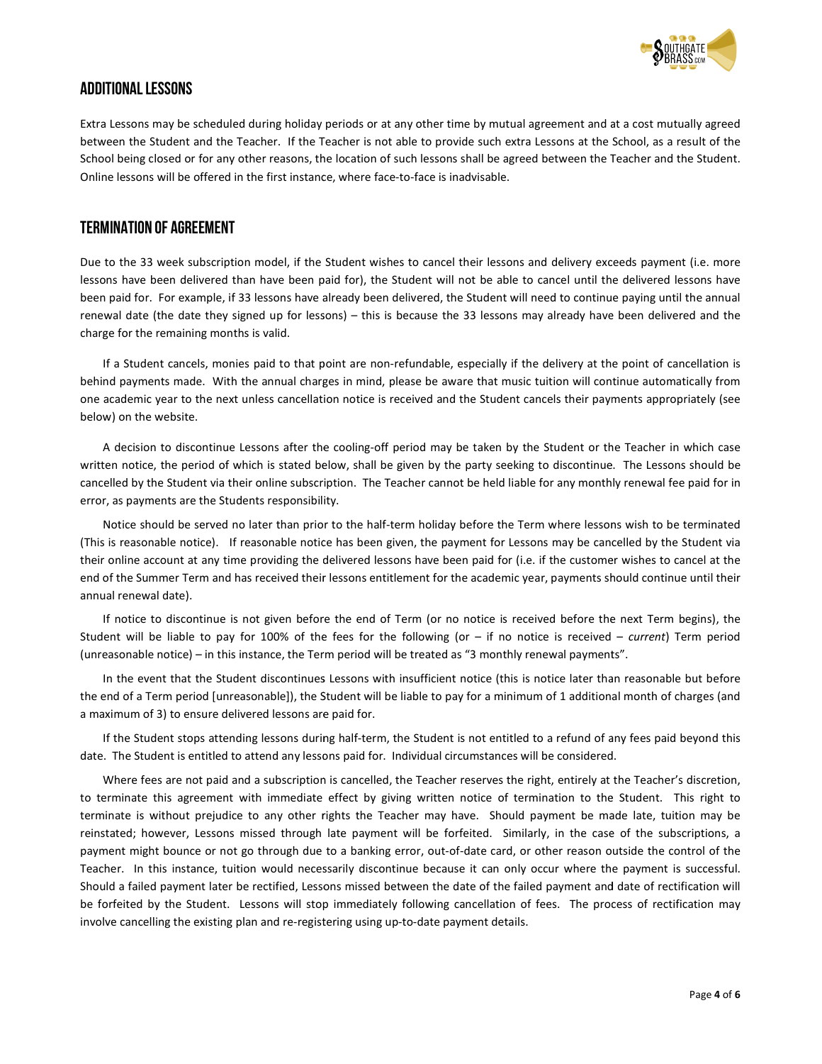## ADDITIONAL LESSONS

Extra Lessons may be scheduled during holiday periods or at any other time by mutual agreement and at a cost mutually agreed between the Student and the Teacher. If the Teacher is not able to provide such extra Lessons at the School, as a result of the School being closed or for any other reasons, the location of such lessons shall be agreed between the Teacher and the Student. Online lessons will be offered in the first instance, where face-to-face is inadvisable.

## TERMINATION OF AGREEMENT

Due to the 33 week subscription model, if the Student wishes to cancel their lessons and delivery exceeds payment (i.e. more lessons have been delivered than have been paid for), the Student will not be able to cancel until the delivered lessons have been paid for. For example, if 33 lessons have already been delivered, the Student will need to continue paying until the annual renewal date (the date they signed up for lessons) – this is because the 33 lessons may already have been delivered and the charge for the remaining months is valid.

If a Student cancels, monies paid to that point are non-refundable, especially if the delivery at the point of cancellation is behind payments made. With the annual charges in mind, please be aware that music tuition will continue automatically from one academic year to the next unless cancellation notice is received and the Student cancels their payments appropriately (see below) on the website.

A decision to discontinue Lessons after the cooling-off period may be taken by the Student or the Teacher in which case written notice, the period of which is stated below, shall be given by the party seeking to discontinue. The Lessons should be cancelled by the Student via their online subscription. The Teacher cannot be held liable for any monthly renewal fee paid for in error, as payments are the Students responsibility.

Notice should be served no later than prior to the half-term holiday before the Term where lessons wish to be terminated (This is reasonable notice). If reasonable notice has been given, the payment for Lessons may be cancelled by the Student via their online account at any time providing the delivered lessons have been paid for (i.e. if the customer wishes to cancel at the end of the Summer Term and has received their lessons entitlement for the academic year, payments should continue until their annual renewal date).

If notice to discontinue is not given before the end of Term (or no notice is received before the next Term begins), the Student will be liable to pay for 100% of the fees for the following (or – if no notice is received – *current*) Term period (unreasonable notice) – in this instance, the Term period will be treated as "3 monthly renewal payments".

In the event that the Student discontinues Lessons with insufficient notice (this is notice later than reasonable but before the end of a Term period [unreasonable]), the Student will be liable to pay for a minimum of 1 additional month of charges (and a maximum of 3) to ensure delivered lessons are paid for.

If the Student stops attending lessons during half-term, the Student is not entitled to a refund of any fees paid beyond this date. The Student is entitled to attend any lessons paid for. Individual circumstances will be considered.

Where fees are not paid and a subscription is cancelled, the Teacher reserves the right, entirely at the Teacher's discretion, to terminate this agreement with immediate effect by giving written notice of termination to the Student. This right to terminate is without prejudice to any other rights the Teacher may have. Should payment be made late, tuition may be reinstated; however, Lessons missed through late payment will be forfeited. Similarly, in the case of the subscriptions, a payment might bounce or not go through due to a banking error, out-of-date card, or other reason outside the control of the Teacher. In this instance, tuition would necessarily discontinue because it can only occur where the payment is successful. Should a failed payment later be rectified, Lessons missed between the date of the failed payment and date of rectification will be forfeited by the Student. Lessons will stop immediately following cancellation of fees. The process of rectification may involve cancelling the existing plan and re-registering using up-to-date payment details.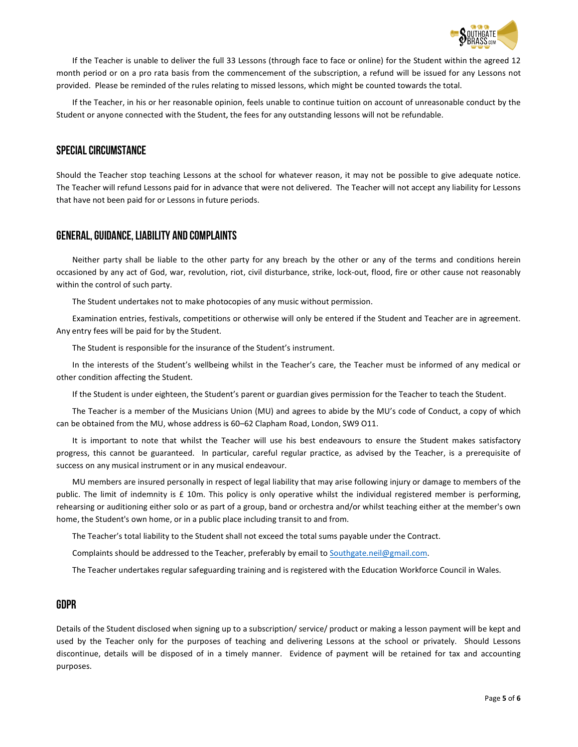If the Teacher is unable to deliver the full 33 Lessons (through face to face or online) for the Student within the agreed 12 month period or on a pro rata basis from the commencement of the subscription, a refund will be issued for any Lessons not provided. Please be reminded of the rules relating to missed lessons, which might be counted towards the total.

If the Teacher, in his or her reasonable opinion, feels unable to continue tuition on account of unreasonable conduct by the Student or anyone connected with the Student, the fees for any outstanding lessons will not be refundable.

## SPECIAL CIRCUMSTANCE

Should the Teacher stop teaching Lessons at the school for whatever reason, it may not be possible to give adequate notice. The Teacher will refund Lessons paid for in advance that were not delivered. The Teacher will not accept any liability for Lessons that have not been paid for or Lessons in future periods.

## GENERAL, GUIDANCE, LIABILITY AND COMPLAINTS

Neither party shall be liable to the other party for any breach by the other or any of the terms and conditions herein occasioned by any act of God, war, revolution, riot, civil disturbance, strike, lock-out, flood, fire or other cause not reasonably within the control of such party.

The Student undertakes not to make photocopies of any music without permission.

Examination entries, festivals, competitions or otherwise will only be entered if the Student and Teacher are in agreement. Any entry fees will be paid for by the Student.

The Student is responsible for the insurance of the Student's instrument.

In the interests of the Student's wellbeing whilst in the Teacher's care, the Teacher must be informed of any medical or other condition affecting the Student.

If the Student is under eighteen, the Student's parent or guardian gives permission for the Teacher to teach the Student.

The Teacher is a member of the Musicians Union (MU) and agrees to abide by the MU's code of Conduct, a copy of which can be obtained from the MU, whose address is 60–62 Clapham Road, London, SW9 O11.

It is important to note that whilst the Teacher will use his best endeavours to ensure the Student makes satisfactory progress, this cannot be guaranteed. In particular, careful regular practice, as advised by the Teacher, is a prerequisite of success on any musical instrument or in any musical endeavour.

MU members are insured personally in respect of legal liability that may arise following injury or damage to members of the public. The limit of indemnity is £ 10m. This policy is only operative whilst the individual registered member is performing, rehearsing or auditioning either solo or as part of a group, band or orchestra and/or whilst teaching either at the member's own home, the Student's own home, or in a public place including transit to and from.

The Teacher's total liability to the Student shall not exceed the total sums payable under the Contract.

Complaints should be addressed to the Teacher, preferably by email to Southgate.neil@gmail.com.

The Teacher undertakes regular safeguarding training and is registered with the Education Workforce Council in Wales.

## GDPR

Details of the Student disclosed when signing up to a subscription/ service/ product or making a lesson payment will be kept and used by the Teacher only for the purposes of teaching and delivering Lessons at the school or privately. Should Lessons discontinue, details will be disposed of in a timely manner. Evidence of payment will be retained for tax and accounting purposes.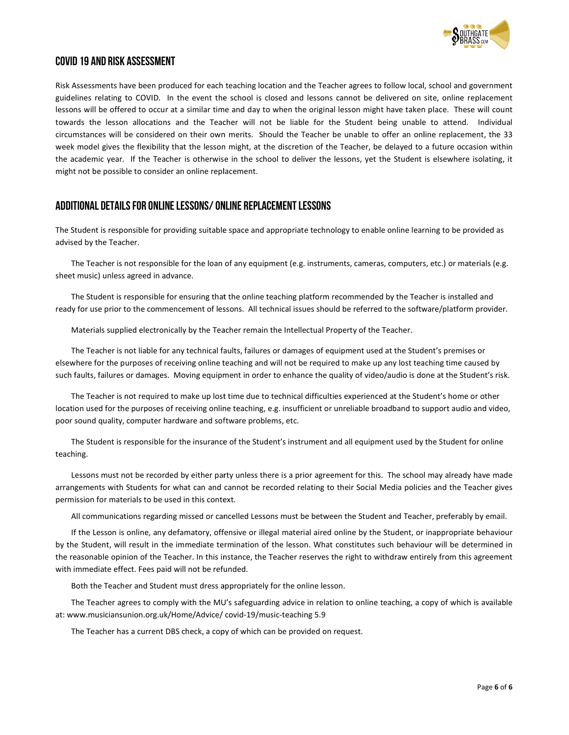## COVID 19 and Risk Assessment

Risk Assessments have been produced for each teaching location and the Teacher agrees to follow local, school and government guidelines relating to COVID. In the event the school is closed and lessons cannot be delivered on site, online replacement lessons will be offered to occur at a similar time and day to when the original lesson might have taken place. These will count towards the lesson allocations and the Teacher will not be liable for the Student being unable to attend. Individual circumstances will be considered on their own merits. Should the Teacher be unable to offer an online replacement, the 33 week model gives the flexibility that the lesson might, at the discretion of the Teacher, be delayed to a future occasion within the academic year. If the Teacher is otherwise in the school to deliver the lessons, yet the Student is elsewhere isolating, it might not be possible to consider an online replacement.

## Additional Details for Online Lessons/ Online Replacement Lessons

The Student is responsible for providing suitable space and appropriate technology to enable online learning to be provided as advised by the Teacher.

The Teacher is not responsible for the loan of any equipment (e.g. instruments, cameras, computers, etc.) or materials (e.g. sheet music) unless agreed in advance.

The Student is responsible for ensuring that the online teaching platform recommended by the Teacher is installed and ready for use prior to the commencement of lessons. All technical issues should be referred to the software/platform provider.

Materials supplied electronically by the Teacher remain the Intellectual Property of the Teacher.

The Teacher is not liable for any technical faults, failures or damages of equipment used at the Student's premises or elsewhere for the purposes of receiving online teaching and will not be required to make up any lost teaching time caused by such faults, failures or damages. Moving equipment in order to enhance the quality of video/audio is done at the Student's risk.

The Teacher is not required to make up lost time due to technical difficulties experienced at the Student's home or other location used for the purposes of receiving online teaching, e.g. insufficient or unreliable broadband to support audio and video, poor sound quality, computer hardware and software problems, etc.

The Student is responsible for the insurance of the Student's instrument and all equipment used by the Student for online teaching.

Lessons must not be recorded by either party unless there is a prior agreement for this. The school may already have made arrangements with Students for what can and cannot be recorded relating to their Social Media policies and the Teacher gives permission for materials to be used in this context.

All communications regarding missed or cancelled Lessons must be between the Student and Teacher, preferably by email.

If the Lesson is online, any defamatory, offensive or illegal material aired online by the Student, or inappropriate behaviour by the Student, will result in the immediate termination of the lesson. What constitutes such behaviour will be determined in the reasonable opinion of the Teacher. In this instance, the Teacher reserves the right to withdraw entirely from this agreement with immediate effect. Fees paid will not be refunded.

Both the Teacher and Student must dress appropriately for the online lesson.

The Teacher agrees to comply with the MU's safeguarding advice in relation to online teaching, a copy of which is available at: www.musiciansunion.org.uk/Home/Advice/ covid-19/music-teaching 5.9

The Teacher has a current DBS check, a copy of which can be provided on request.